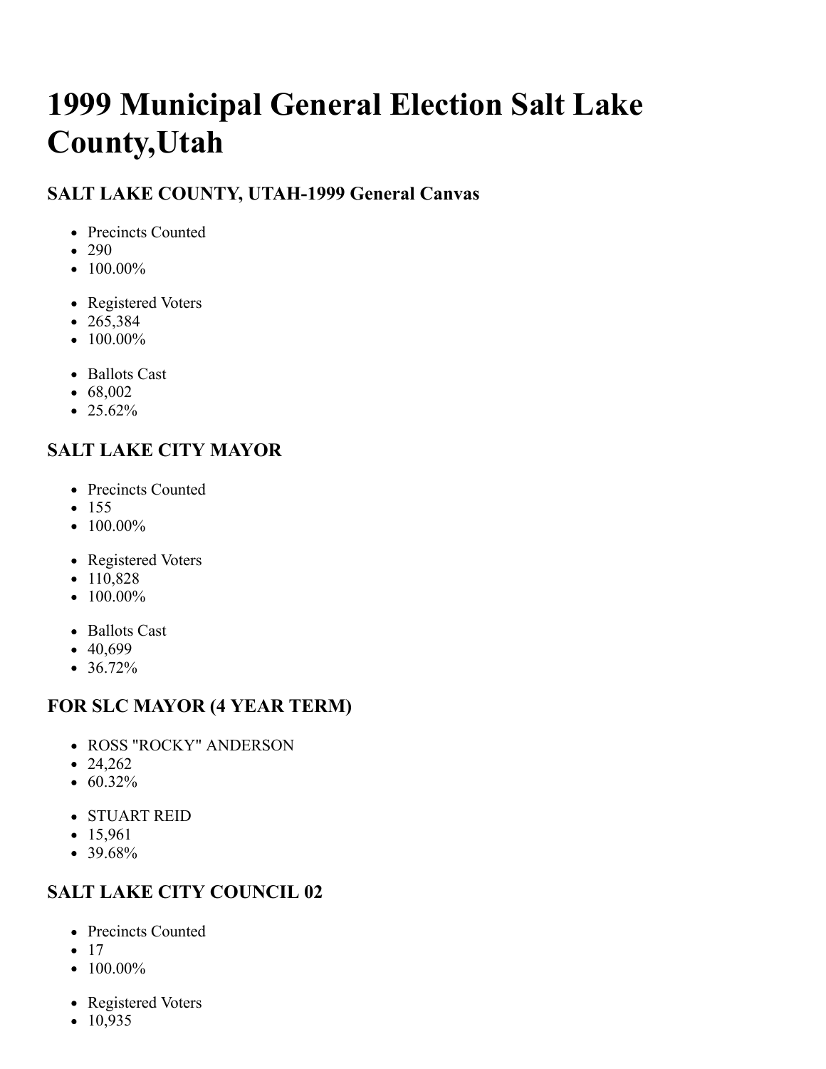# 1999 Municipal General Election Salt Lake County,Utah

### SALT LAKE COUNTY, UTAH-1999 General Canvas

- Precincts Counted
- 290
- 100.00%

- Registered Voters
- 265,384
- 100.00%

- Ballots Cast
- 68,002
- 25.62%

### SALT LAKE CITY MAYOR

- Precincts Counted
- 155
- 100.00%

- Registered Voters
- 110,828
- 100.00%

- Ballots Cast
- 40,699
- 36.72%

### FOR SLC MAYOR (4 YEAR TERM)

- ROSS "ROCKY" ANDERSON
- 24,262
- 60.32%

- STUART REID
- 15,961
- 39.68%

### SALT LAKE CITY COUNCIL 02

- Precincts Counted
- 17
- 100.00%

- Registered Voters
- 10,935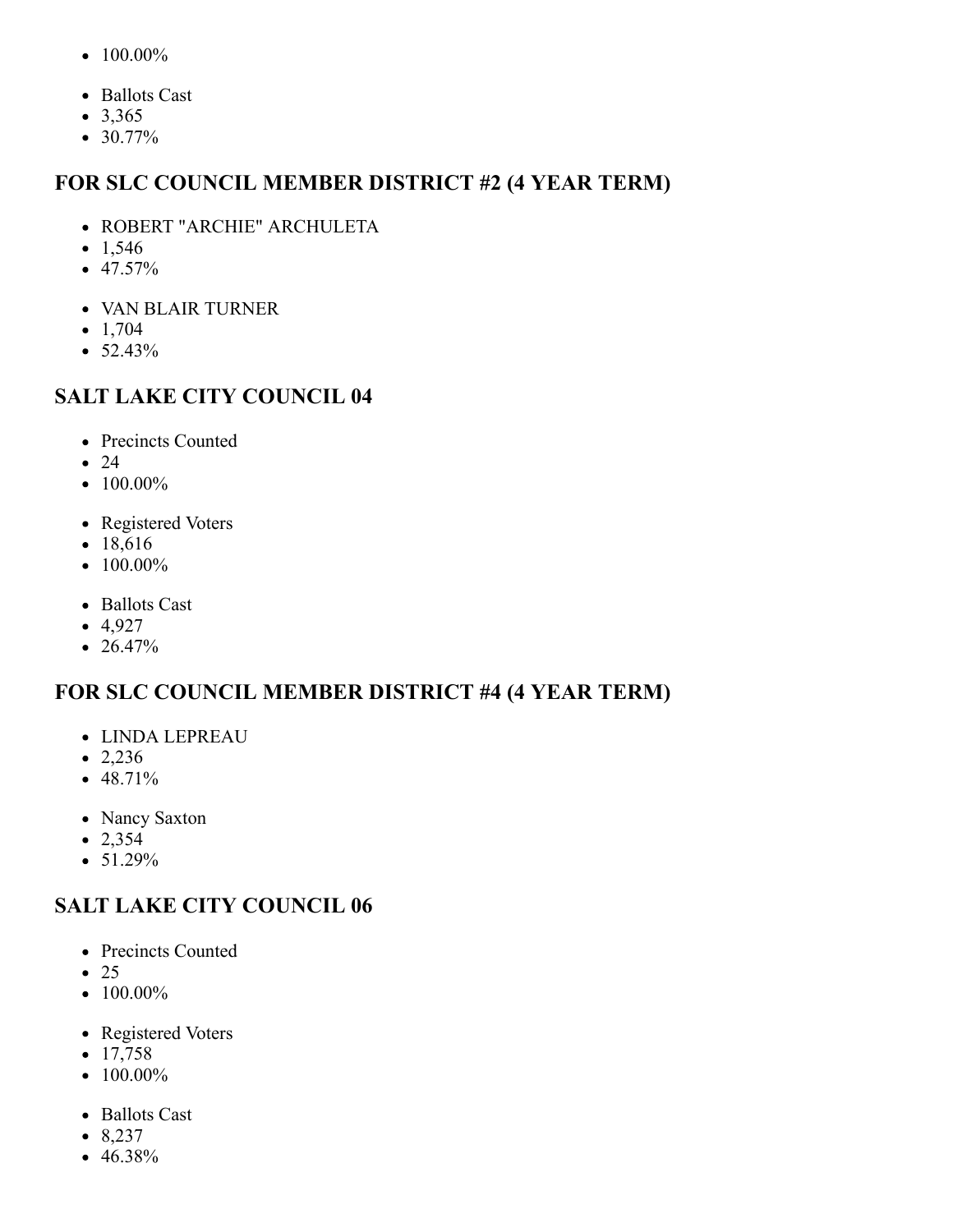- 100.00%

- Ballots Cast
- 3,365
- 30.77%

## FOR SLC COUNCIL MEMBER DISTRICT #2 (4 YEAR TERM)

- ROBERT "ARCHIE" ARCHULETA
- 1,546
- 47.57%

- VAN BLAIR TURNER
- 1,704
- 52.43%

## SALT LAKE CITY COUNCIL 04

- Precincts Counted
- 24
- 100.00%

- Registered Voters
- 18,616
- 100.00%

- Ballots Cast
- 4,927
- 26.47%

## FOR SLC COUNCIL MEMBER DISTRICT #4 (4 YEAR TERM)

- LINDA LEPREAU
- 2,236
- 48.71%

- Nancy Saxton
- 2,354
- 51.29%

## SALT LAKE CITY COUNCIL 06

- Precincts Counted
- 25
- 100.00%

- Registered Voters
- 17,758
- 100.00%

- Ballots Cast
- 8,237
- 46.38%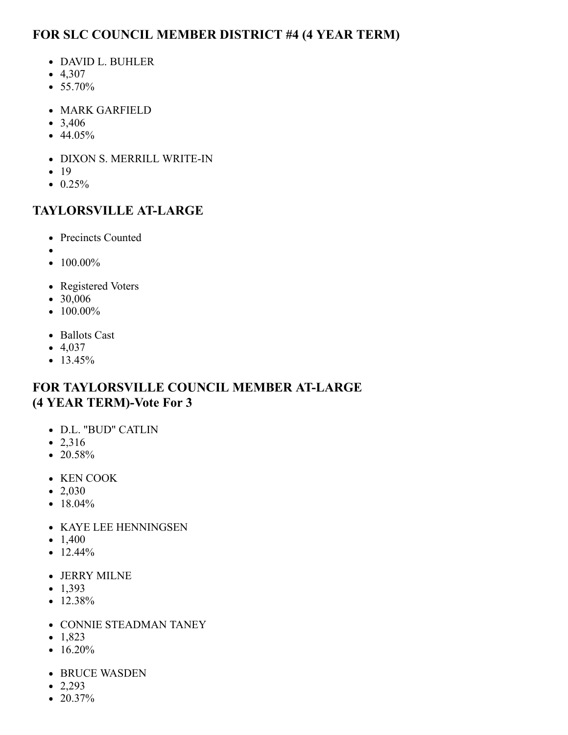### FOR SLC COUNCIL MEMBER DISTRICT #4 (4 YEAR TERM)

- DAVID L. BUHLER
- 4,307
- 55.70%

- MARK GARFIELD
- 3,406
- 44.05%

- DIXON S. MERRILL WRITE-IN
- 19
- 0.25%

### TAYLORSVILLE AT-LARGE

- Precincts Counted
- 
- 100.00%

- Registered Voters
- 30,006
- 100.00%

- Ballots Cast
- 4,037
- 13.45%

### FOR TAYLORSVILLE COUNCIL MEMBER AT-LARGE (4 YEAR TERM)-Vote For 3

- D.L. "BUD" CATLIN
- 2,316
- 20.58%

- KEN COOK
- 2,030
- 18.04%

- KAYE LEE HENNINGSEN
- 1,400
- 12.44%

- JERRY MILNE
- 1,393
- 12.38%

- CONNIE STEADMAN TANEY
- 1,823
- 16.20%

- BRUCE WASDEN
- 2,293
- 20.37%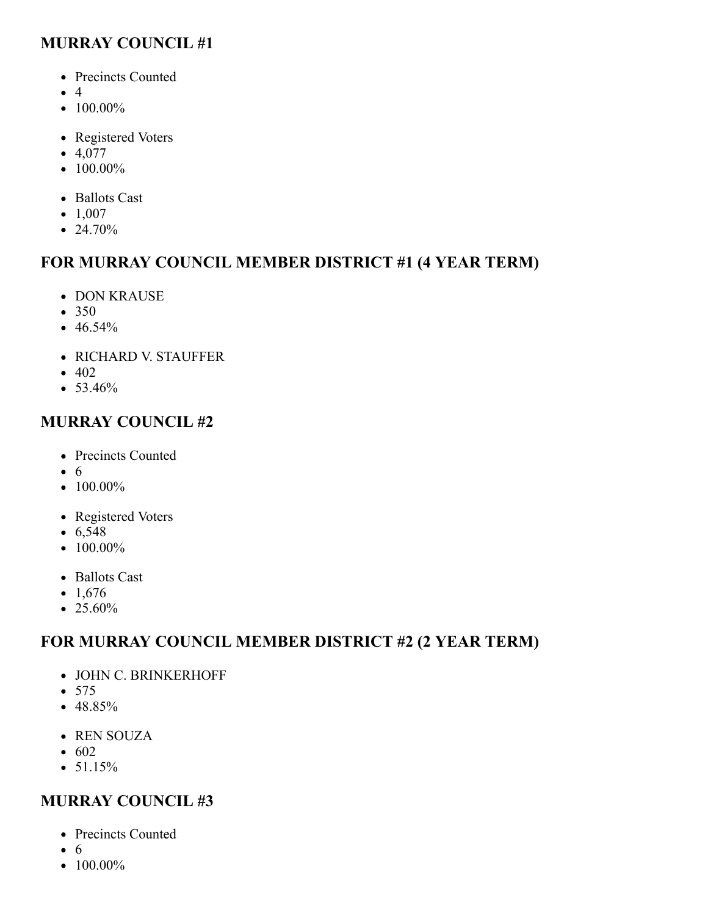## MURRAY COUNCIL #1

- Precincts Counted
- 4
- 100.00%

- Registered Voters
- 4,077
- 100.00%

- Ballots Cast
- 1,007
- 24.70%

## FOR MURRAY COUNCIL MEMBER DISTRICT #1 (4 YEAR TERM)

- DON KRAUSE
- 350
- 46.54%

- RICHARD V. STAUFFER
- 402
- 53.46%

## MURRAY COUNCIL #2

- Precincts Counted
- 6
- 100.00%

- Registered Voters
- 6,548
- 100.00%

- Ballots Cast
- 1,676
- 25.60%

## FOR MURRAY COUNCIL MEMBER DISTRICT #2 (2 YEAR TERM)

- JOHN C. BRINKERHOFF
- 575
- 48.85%

- REN SOUZA
- 602
- 51.15%

## MURRAY COUNCIL #3

- Precincts Counted
- 6
- 100.00%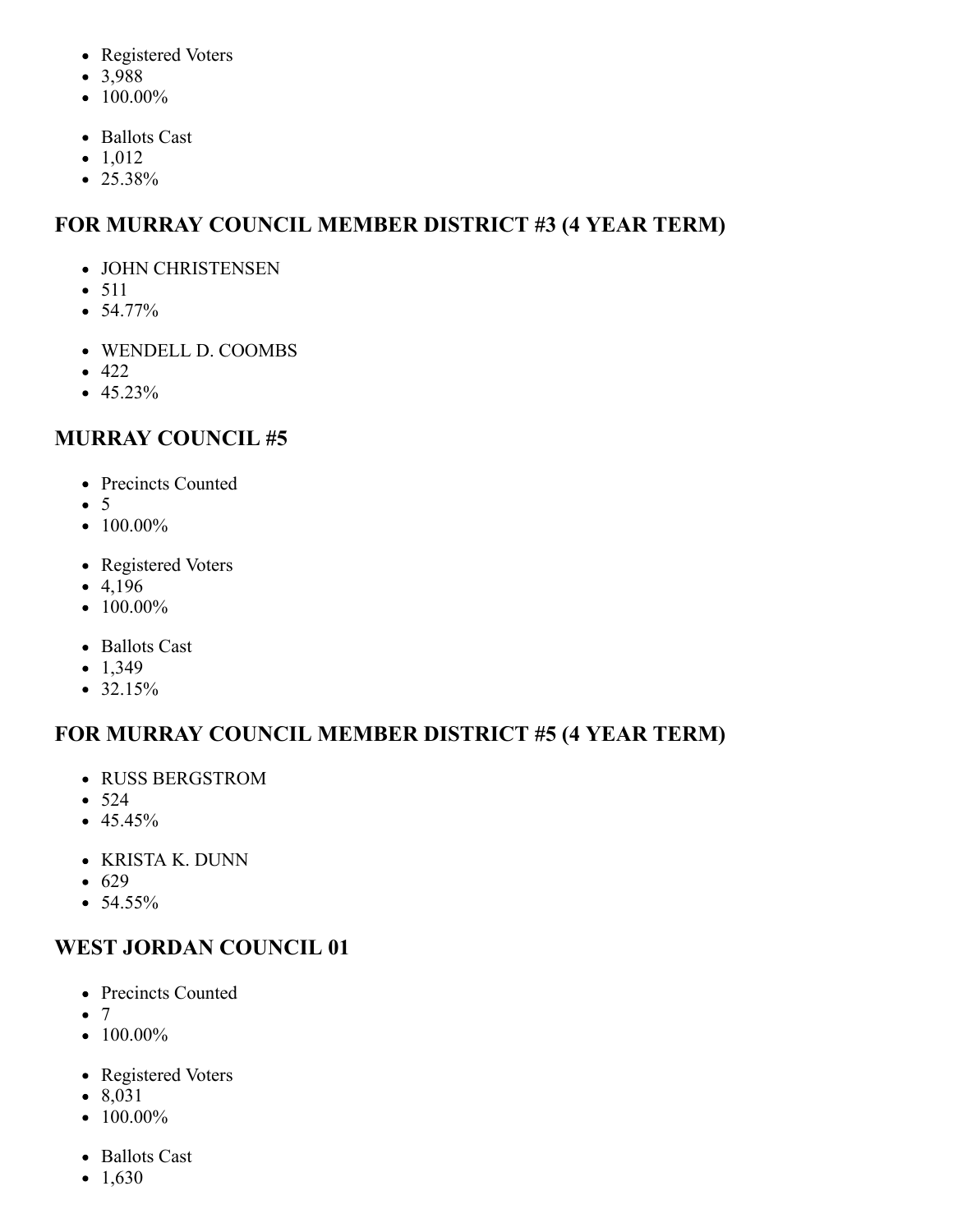- Registered Voters
- 3,988
- 100.00%

- Ballots Cast
- 1,012
- 25.38%

## FOR MURRAY COUNCIL MEMBER DISTRICT #3 (4 YEAR TERM)

- JOHN CHRISTENSEN
- 511
- 54.77%

- WENDELL D. COOMBS
- 422
- 45.23%

## MURRAY COUNCIL #5

- Precincts Counted
- 5
- 100.00%

- Registered Voters
- 4,196
- 100.00%

- Ballots Cast
- 1,349
- 32.15%

## FOR MURRAY COUNCIL MEMBER DISTRICT #5 (4 YEAR TERM)

- RUSS BERGSTROM
- 524
- 45.45%

- KRISTA K. DUNN
- 629
- 54.55%

## WEST JORDAN COUNCIL 01

- Precincts Counted
- 7
- 100.00%

- Registered Voters
- 8,031
- 100.00%

- Ballots Cast
- 1,630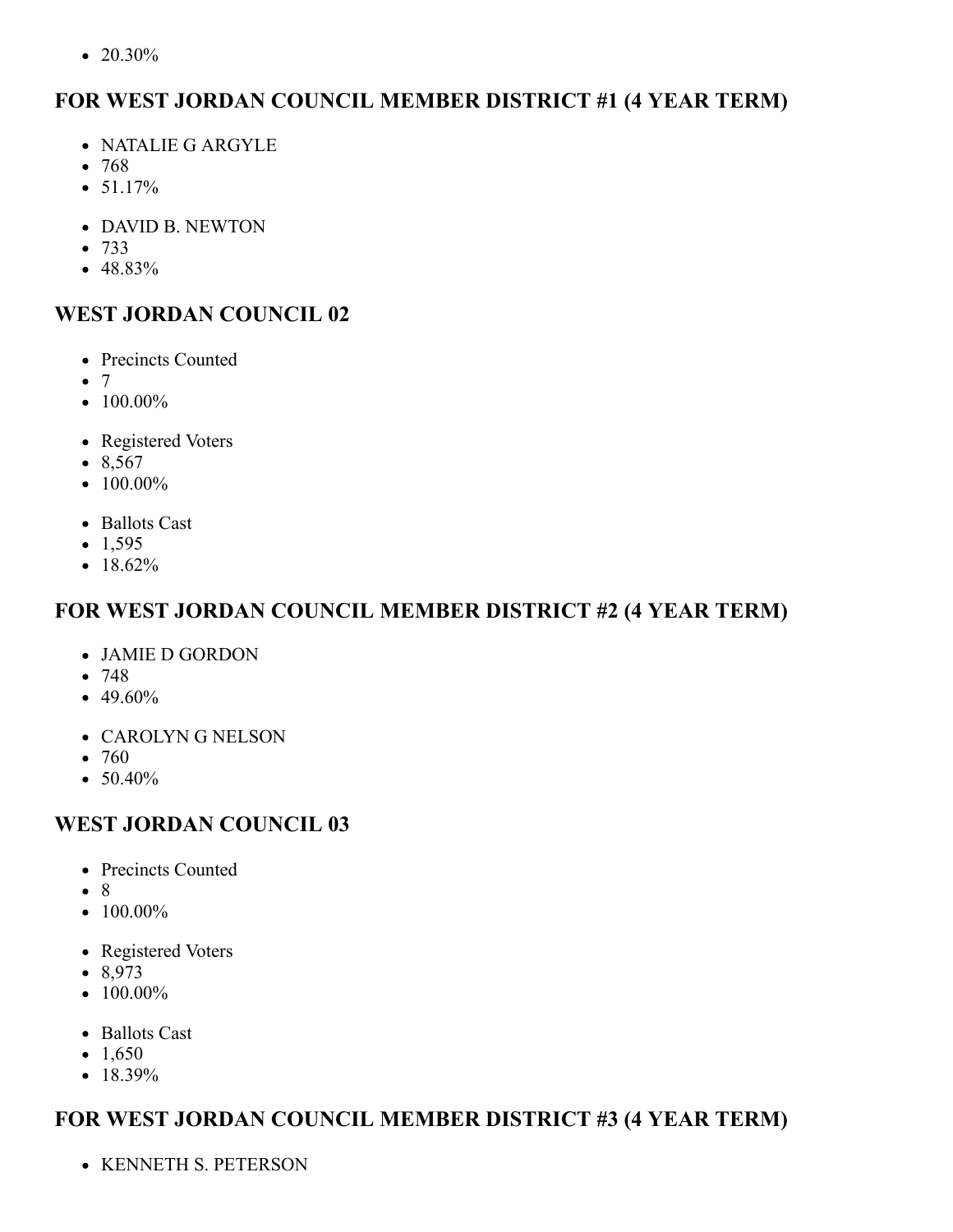- 20.30%

## FOR WEST JORDAN COUNCIL MEMBER DISTRICT #1 (4 YEAR TERM)

- NATALIE G ARGYLE
- 768
- 51.17%

- DAVID B. NEWTON
- 733
- 48.83%

## WEST JORDAN COUNCIL 02

- Precincts Counted
- 7
- 100.00%

- Registered Voters
- 8,567
- 100.00%

- Ballots Cast
- 1,595
- 18.62%

## FOR WEST JORDAN COUNCIL MEMBER DISTRICT #2 (4 YEAR TERM)

- JAMIE D GORDON
- 748
- 49.60%

- CAROLYN G NELSON
- 760
- 50.40%

## WEST JORDAN COUNCIL 03

- Precincts Counted
- 8
- 100.00%

- Registered Voters
- 8,973
- 100.00%

- Ballots Cast
- 1,650
- 18.39%

## FOR WEST JORDAN COUNCIL MEMBER DISTRICT #3 (4 YEAR TERM)

- KENNETH S. PETERSON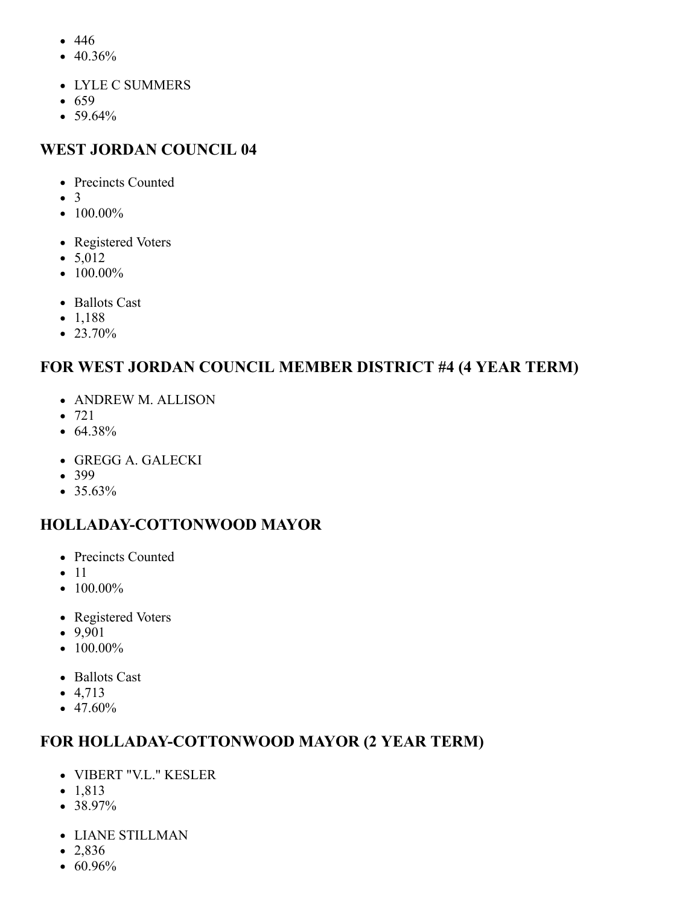- 446
- 40.36%

- LYLE C SUMMERS
- 659
- 59.64%

## WEST JORDAN COUNCIL 04

- Precincts Counted
- 3
- 100.00%

- Registered Voters
- 5,012
- 100.00%

- Ballots Cast
- 1,188
- 23.70%

## FOR WEST JORDAN COUNCIL MEMBER DISTRICT #4 (4 YEAR TERM)

- ANDREW M. ALLISON
- 721
- 64.38%

- GREGG A. GALECKI
- 399
- 35.63%

## HOLLADAY-COTTONWOOD MAYOR

- Precincts Counted
- 11
- 100.00%

- Registered Voters
- 9,901
- 100.00%

- Ballots Cast
- 4,713
- 47.60%

## FOR HOLLADAY-COTTONWOOD MAYOR (2 YEAR TERM)

- VIBERT "V.L." KESLER
- 1,813
- 38.97%

- LIANE STILLMAN
- 2,836
- 60.96%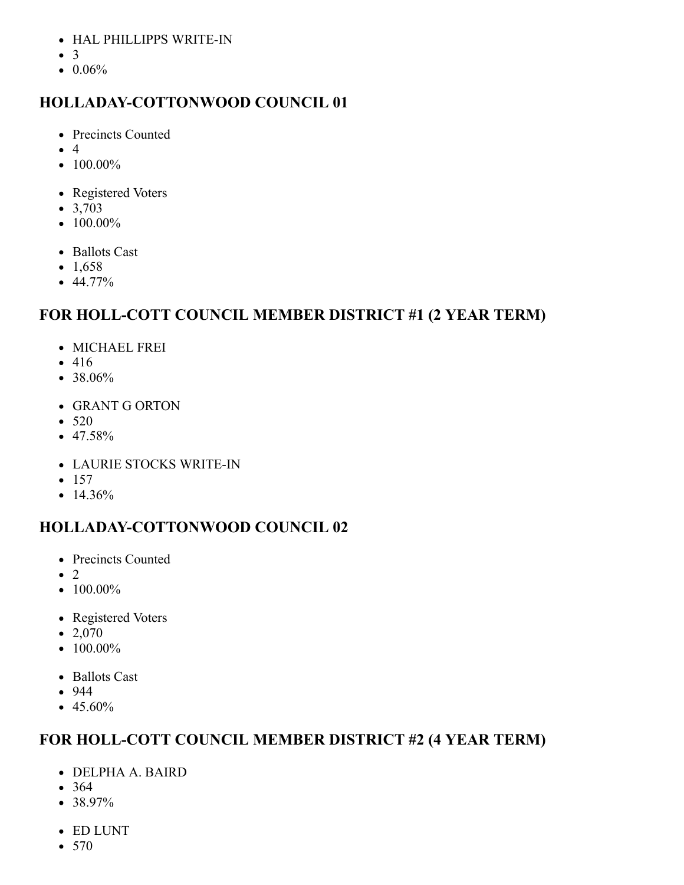- HAL PHILLIPPS WRITE-IN
- 3
- 0.06%

## HOLLADAY-COTTONWOOD COUNCIL 01

- Precincts Counted
- 4
- 100.00%

- Registered Voters
- 3,703
- 100.00%

- Ballots Cast
- 1,658
- 44.77%

## FOR HOLL-COTT COUNCIL MEMBER DISTRICT #1 (2 YEAR TERM)

- MICHAEL FREI
- 416
- 38.06%

- GRANT G ORTON
- 520
- 47.58%

- LAURIE STOCKS WRITE-IN
- 157
- 14.36%

## HOLLADAY-COTTONWOOD COUNCIL 02

- Precincts Counted
- 2
- 100.00%

- Registered Voters
- 2,070
- 100.00%

- Ballots Cast
- 944
- 45.60%

## FOR HOLL-COTT COUNCIL MEMBER DISTRICT #2 (4 YEAR TERM)

- DELPHA A. BAIRD
- 364
- 38.97%

- ED LUNT
- 570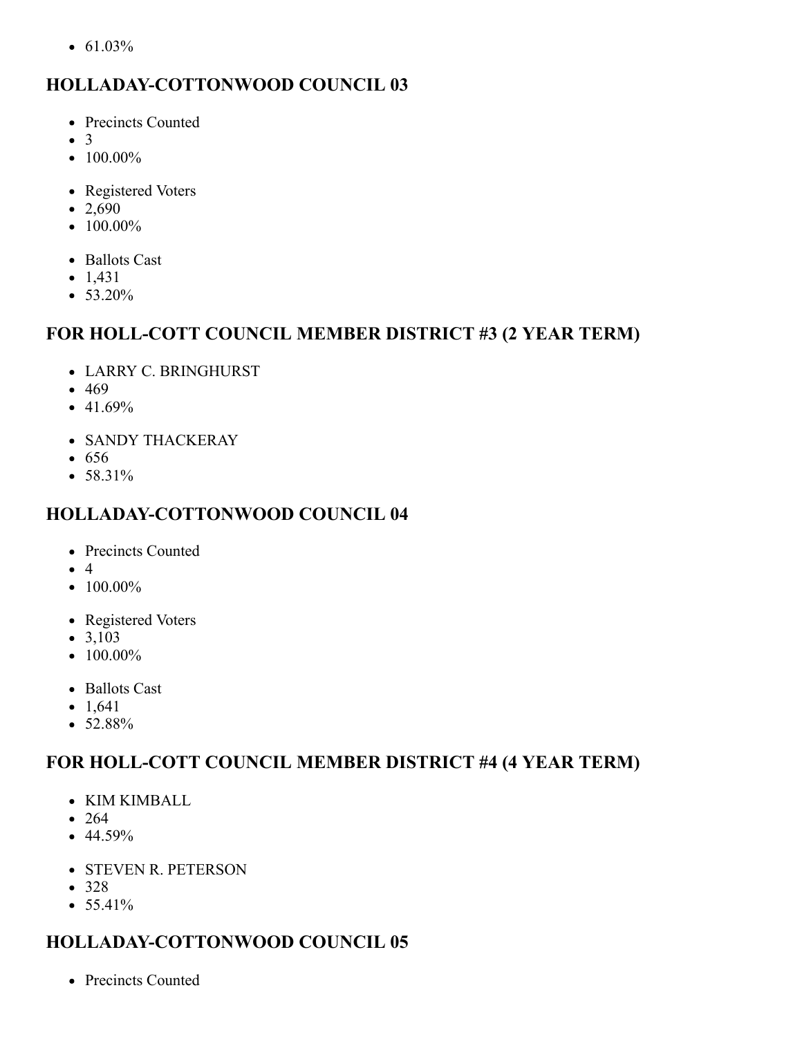- 61.03%

## HOLLADAY-COTTONWOOD COUNCIL 03

- Precincts Counted
- 3
- 100.00%

- Registered Voters
- 2,690
- 100.00%

- Ballots Cast
- 1,431
- 53.20%

## FOR HOLL-COTT COUNCIL MEMBER DISTRICT #3 (2 YEAR TERM)

- LARRY C. BRINGHURST
- 469
- 41.69%

- SANDY THACKERAY
- 656
- 58.31%

## HOLLADAY-COTTONWOOD COUNCIL 04

- Precincts Counted
- 4
- 100.00%

- Registered Voters
- 3,103
- 100.00%

- Ballots Cast
- 1,641
- 52.88%

## FOR HOLL-COTT COUNCIL MEMBER DISTRICT #4 (4 YEAR TERM)

- KIM KIMBALL
- 264
- 44.59%

- STEVEN R. PETERSON
- 328
- 55.41%

## HOLLADAY-COTTONWOOD COUNCIL 05

- Precincts Counted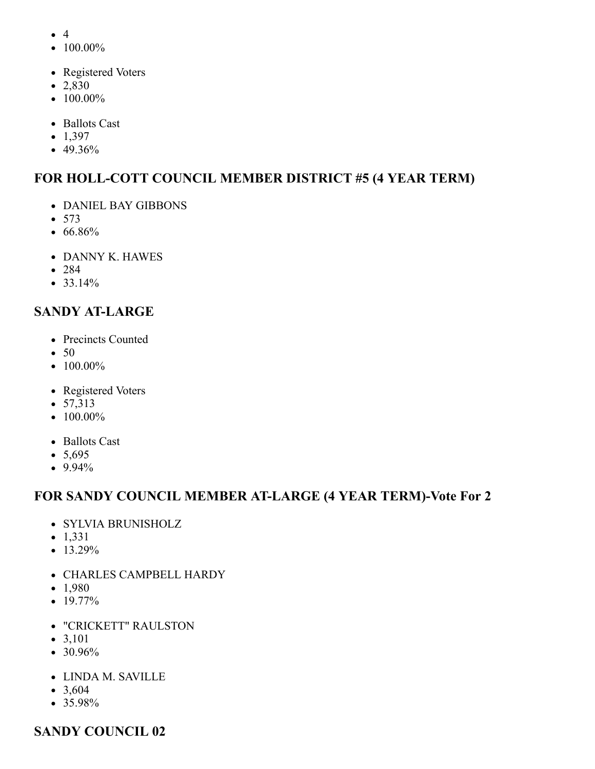- 4
- 100.00%

- Registered Voters
- 2,830
- 100.00%

- Ballots Cast
- 1,397
- 49.36%

## FOR HOLL-COTT COUNCIL MEMBER DISTRICT #5 (4 YEAR TERM)

- DANIEL BAY GIBBONS
- 573
- 66.86%

- DANNY K. HAWES
- 284
- 33.14%

## SANDY AT-LARGE

- Precincts Counted
- 50
- 100.00%

- Registered Voters
- 57,313
- 100.00%

- Ballots Cast
- 5,695
- 9.94%

## FOR SANDY COUNCIL MEMBER AT-LARGE (4 YEAR TERM)-Vote For 2

- SYLVIA BRUNISHOLZ
- 1,331
- 13.29%

- CHARLES CAMPBELL HARDY
- 1,980
- 19.77%

- "CRICKETT" RAULSTON
- 3,101
- 30.96%

- LINDA M. SAVILLE
- 3,604
- 35.98%

## SANDY COUNCIL 02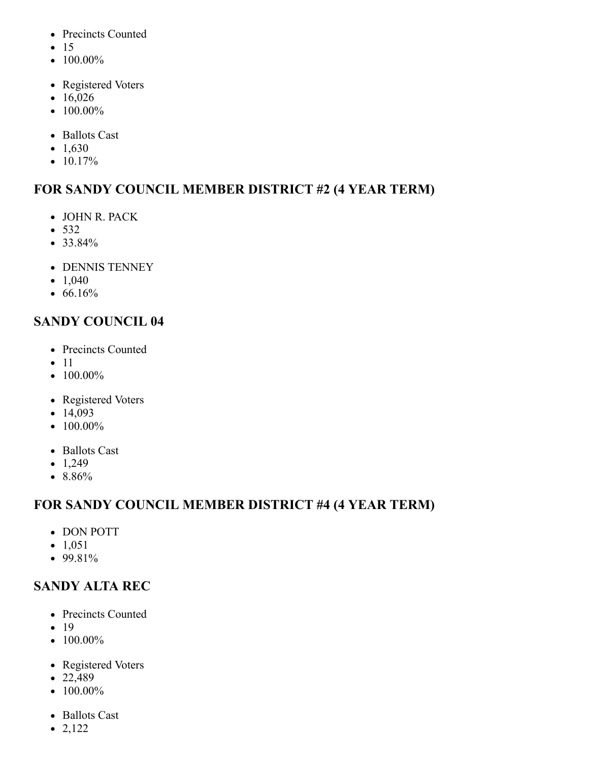- Precincts Counted
- 15
- 100.00%

- Registered Voters
- 16,026
- 100.00%

- Ballots Cast
- 1,630
- 10.17%

## FOR SANDY COUNCIL MEMBER DISTRICT #2 (4 YEAR TERM)

- JOHN R. PACK
- 532
- 33.84%

- DENNIS TENNEY
- 1,040
- 66.16%

## SANDY COUNCIL 04

- Precincts Counted
- 11
- 100.00%

- Registered Voters
- 14,093
- 100.00%

- Ballots Cast
- 1,249
- 8.86%

## FOR SANDY COUNCIL MEMBER DISTRICT #4 (4 YEAR TERM)

- DON POTT
- 1,051
- 99.81%

## SANDY ALTA REC

- Precincts Counted
- 19
- 100.00%

- Registered Voters
- 22,489
- 100.00%

- Ballots Cast
- 2,122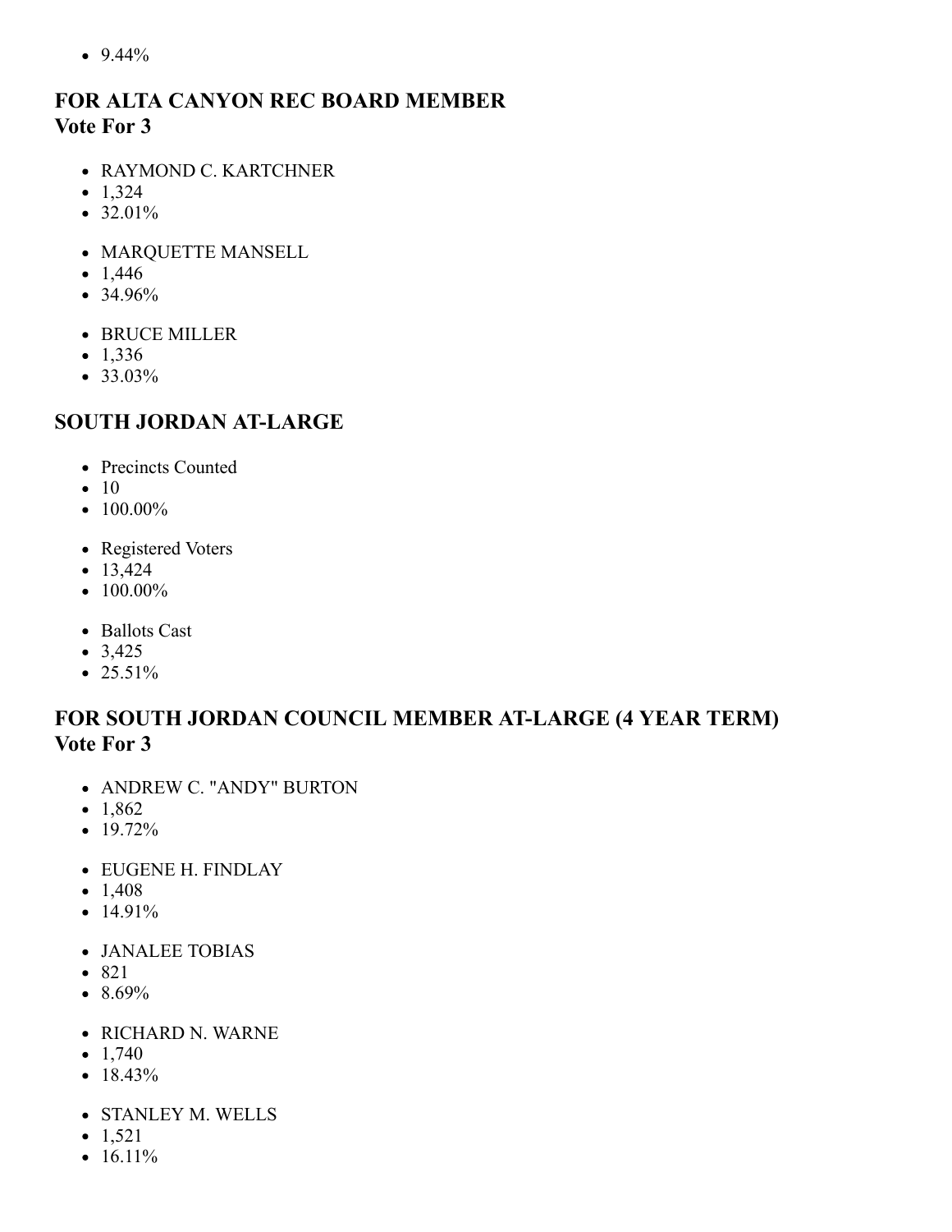- 9.44%

## FOR ALTA CANYON REC BOARD MEMBER
## Vote For 3

- RAYMOND C. KARTCHNER
- 1,324
- 32.01%

- MARQUETTE MANSELL
- 1,446
- 34.96%

- BRUCE MILLER
- 1,336
- 33.03%

## SOUTH JORDAN AT-LARGE

- Precincts Counted
- 10
- 100.00%

- Registered Voters
- 13,424
- 100.00%

- Ballots Cast
- 3,425
- 25.51%

## FOR SOUTH JORDAN COUNCIL MEMBER AT-LARGE (4 YEAR TERM)
## Vote For 3

- ANDREW C. "ANDY" BURTON
- 1,862
- 19.72%

- EUGENE H. FINDLAY
- 1,408
- 14.91%

- JANALEE TOBIAS
- 821
- 8.69%

- RICHARD N. WARNE
- 1,740
- 18.43%

- STANLEY M. WELLS
- 1,521
- 16.11%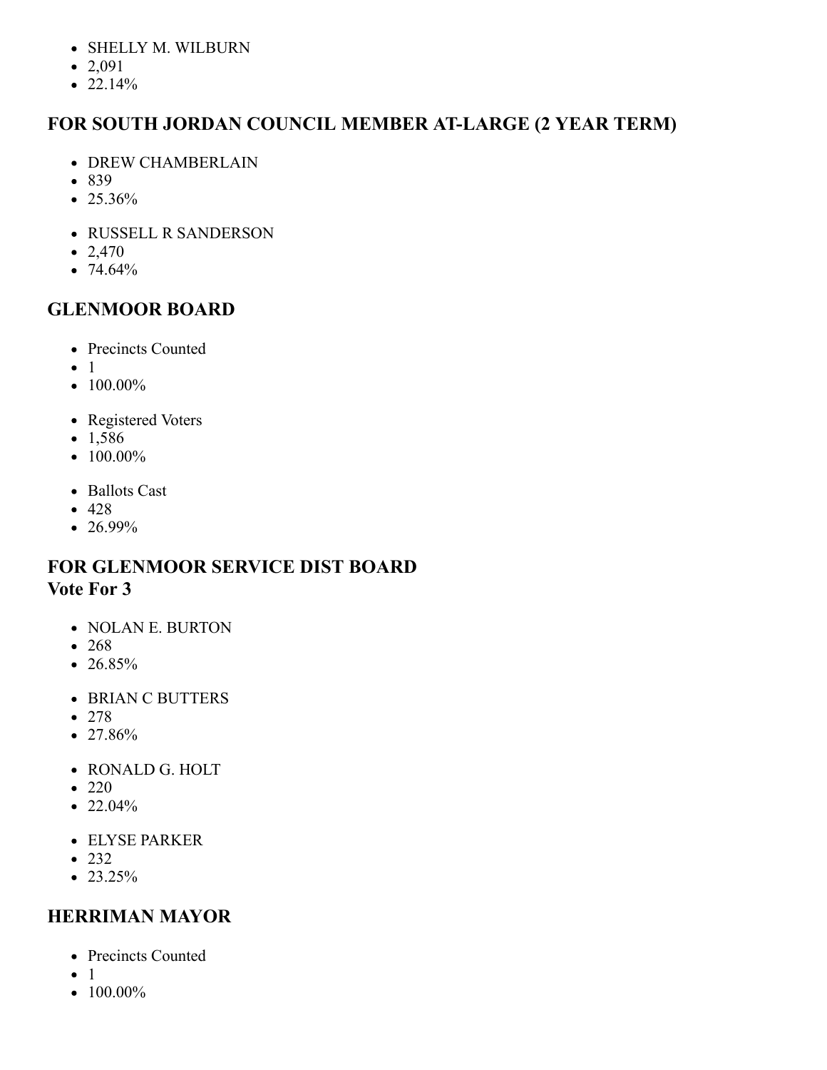- SHELLY M. WILBURN
- 2,091
- 22.14%

## FOR SOUTH JORDAN COUNCIL MEMBER AT-LARGE (2 YEAR TERM)

- DREW CHAMBERLAIN
- 839
- 25.36%

- RUSSELL R SANDERSON
- 2,470
- 74.64%

## GLENMOOR BOARD

- Precincts Counted
- 1
- 100.00%

- Registered Voters
- 1,586
- 100.00%

- Ballots Cast
- 428
- 26.99%

## FOR GLENMOOR SERVICE DIST BOARD
**Vote For 3**

- NOLAN E. BURTON
- 268
- 26.85%

- BRIAN C BUTTERS
- 278
- 27.86%

- RONALD G. HOLT
- 220
- 22.04%

- ELYSE PARKER
- 232
- 23.25%

## HERRIMAN MAYOR

- Precincts Counted
- 1
- 100.00%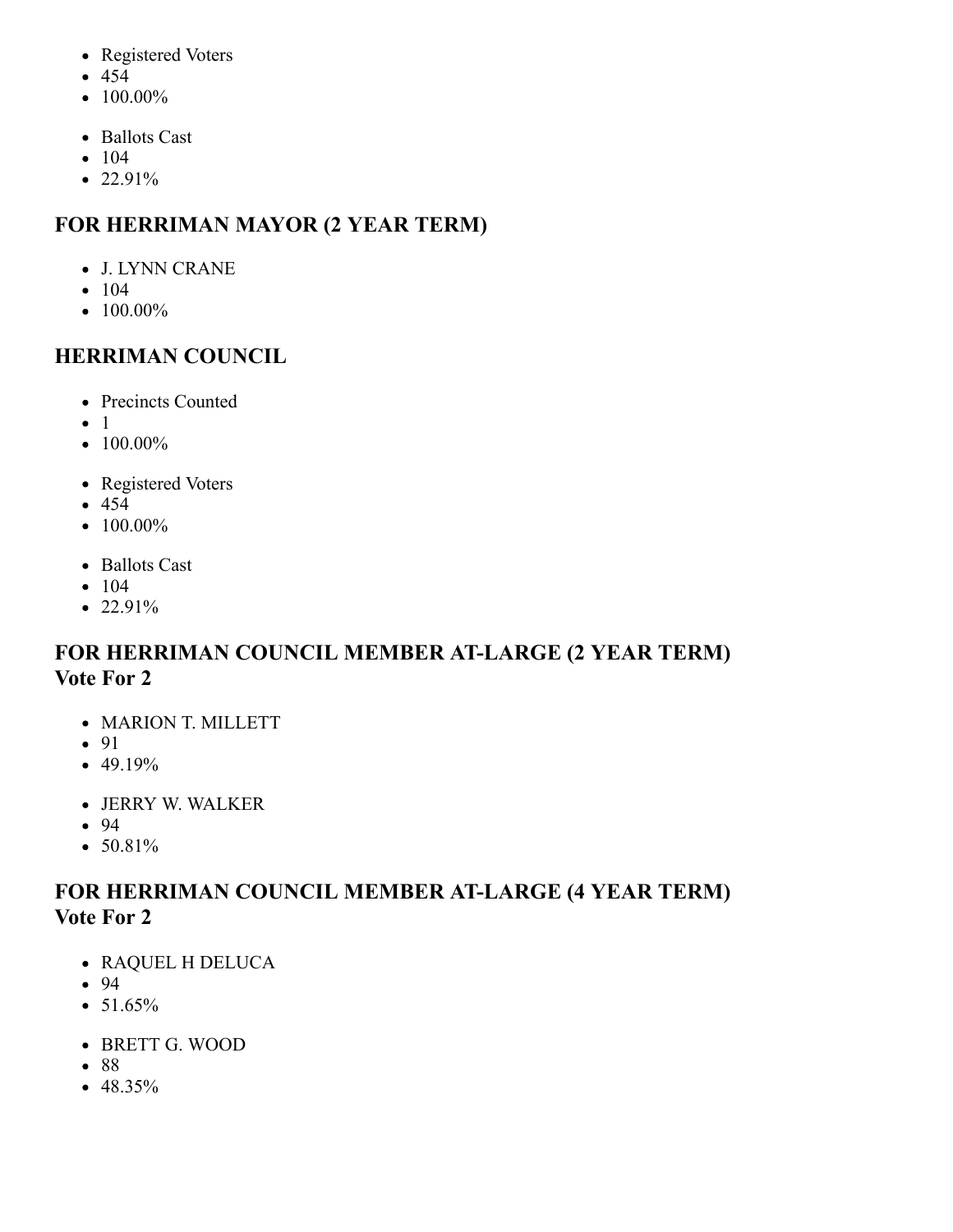- Registered Voters
- 454
- 100.00%

- Ballots Cast
- 104
- 22.91%

## FOR HERRIMAN MAYOR (2 YEAR TERM)

- J. LYNN CRANE
- 104
- 100.00%

## HERRIMAN COUNCIL

- Precincts Counted
- 1
- 100.00%

- Registered Voters
- 454
- 100.00%

- Ballots Cast
- 104
- 22.91%

## FOR HERRIMAN COUNCIL MEMBER AT-LARGE (2 YEAR TERM) Vote For 2

- MARION T. MILLETT
- 91
- 49.19%

- JERRY W. WALKER
- 94
- 50.81%

## FOR HERRIMAN COUNCIL MEMBER AT-LARGE (4 YEAR TERM) Vote For 2

- RAQUEL H DELUCA
- 94
- 51.65%

- BRETT G. WOOD
- 88
- 48.35%